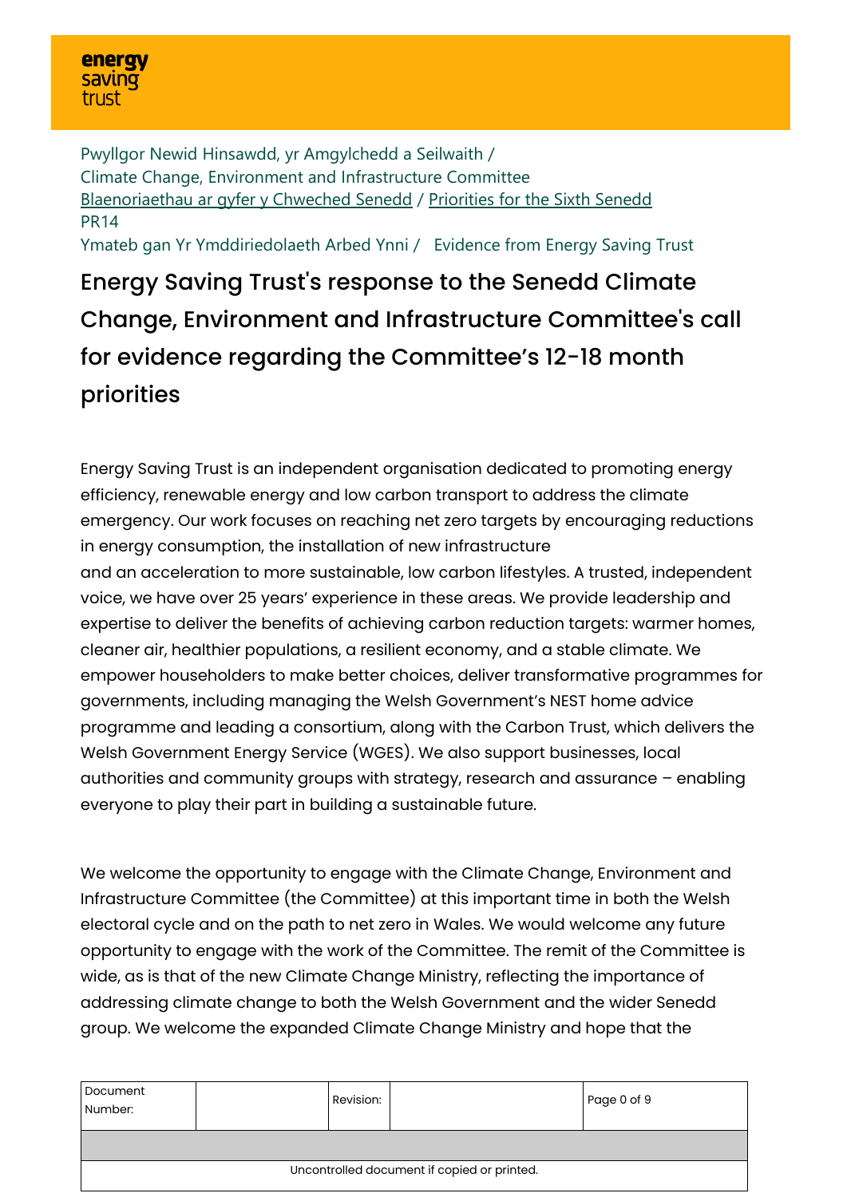energy saving trust

Pwyllgor Newid Hinsawdd, yr Amgylchedd a Seilwaith /
Climate Change, Environment and Infrastructure Committee
Blaenoriaethau ar gyfer y Chweched Senedd / Priorities for the Sixth Senedd
PR14
Ymateb gan Yr Ymddiriedolaeth Arbed Ynni / Evidence from Energy Saving Trust

# Energy Saving Trust's response to the Senedd Climate Change, Environment and Infrastructure Committee's call for evidence regarding the Committee's 12-18 month priorities

Energy Saving Trust is an independent organisation dedicated to promoting energy efficiency, renewable energy and low carbon transport to address the climate emergency. Our work focuses on reaching net zero targets by encouraging reductions in energy consumption, the installation of new infrastructure and an acceleration to more sustainable, low carbon lifestyles. A trusted, independent voice, we have over 25 years' experience in these areas. We provide leadership and expertise to deliver the benefits of achieving carbon reduction targets: warmer homes, cleaner air, healthier populations, a resilient economy, and a stable climate. We empower householders to make better choices, deliver transformative programmes for governments, including managing the Welsh Government's NEST home advice programme and leading a consortium, along with the Carbon Trust, which delivers the Welsh Government Energy Service (WGES). We also support businesses, local authorities and community groups with strategy, research and assurance – enabling everyone to play their part in building a sustainable future.

We welcome the opportunity to engage with the Climate Change, Environment and Infrastructure Committee (the Committee) at this important time in both the Welsh electoral cycle and on the path to net zero in Wales. We would welcome any future opportunity to engage with the work of the Committee. The remit of the Committee is wide, as is that of the new Climate Change Ministry, reflecting the importance of addressing climate change to both the Welsh Government and the wider Senedd group. We welcome the expanded Climate Change Ministry and hope that the

| Document Number: | | Revision: | | |
|---|---|---|---|---|
| | | | | |
| Uncontrolled document if copied or printed. | | | | |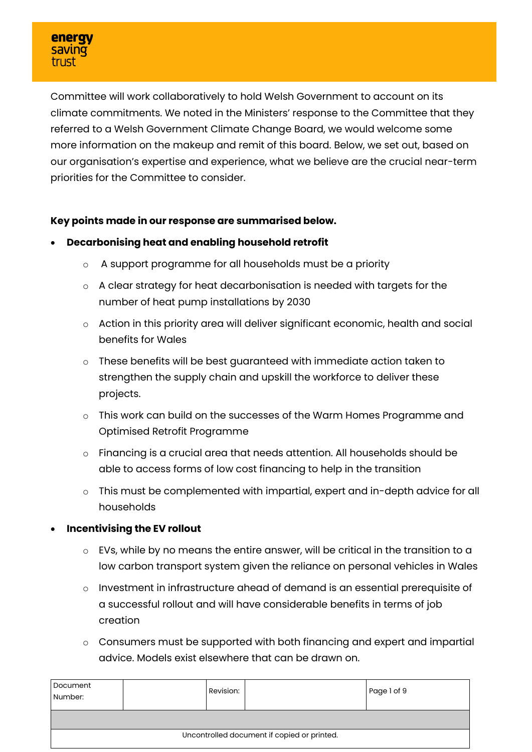Committee will work collaboratively to hold Welsh Government to account on its climate commitments. We noted in the Ministers' response to the Committee that they referred to a Welsh Government Climate Change Board, we would welcome some more information on the makeup and remit of this board. Below, we set out, based on our organisation's expertise and experience, what we believe are the crucial near-term priorities for the Committee to consider.

**Key points made in our response are summarised below.**

- **Decarbonising heat and enabling household retrofit**
  - A support programme for all households must be a priority
  - A clear strategy for heat decarbonisation is needed with targets for the number of heat pump installations by 2030
  - Action in this priority area will deliver significant economic, health and social benefits for Wales
  - These benefits will be best guaranteed with immediate action taken to strengthen the supply chain and upskill the workforce to deliver these projects.
  - This work can build on the successes of the Warm Homes Programme and Optimised Retrofit Programme
  - Financing is a crucial area that needs attention. All households should be able to access forms of low cost financing to help in the transition
  - This must be complemented with impartial, expert and in-depth advice for all households
- **Incentivising the EV rollout**
  - EVs, while by no means the entire answer, will be critical in the transition to a low carbon transport system given the reliance on personal vehicles in Wales
  - Investment in infrastructure ahead of demand is an essential prerequisite of a successful rollout and will have considerable benefits in terms of job creation
  - Consumers must be supported with both financing and expert and impartial advice. Models exist elsewhere that can be drawn on.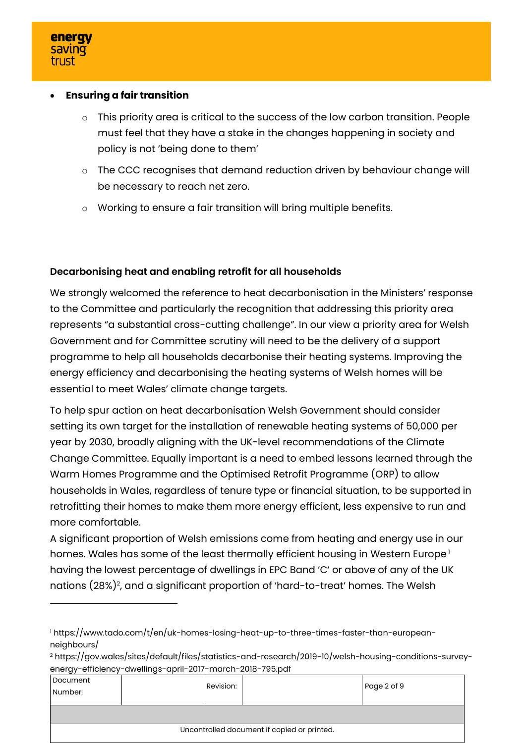- **Ensuring a fair transition**
    - This priority area is critical to the success of the low carbon transition. People must feel that they have a stake in the changes happening in society and policy is not 'being done to them'
    - The CCC recognises that demand reduction driven by behaviour change will be necessary to reach net zero.
    - Working to ensure a fair transition will bring multiple benefits.

**Decarbonising heat and enabling retrofit for all households**

We strongly welcomed the reference to heat decarbonisation in the Ministers' response to the Committee and particularly the recognition that addressing this priority area represents "a substantial cross-cutting challenge". In our view a priority area for Welsh Government and for Committee scrutiny will need to be the delivery of a support programme to help all households decarbonise their heating systems. Improving the energy efficiency and decarbonising the heating systems of Welsh homes will be essential to meet Wales' climate change targets.

To help spur action on heat decarbonisation Welsh Government should consider setting its own target for the installation of renewable heating systems of 50,000 per year by 2030, broadly aligning with the UK-level recommendations of the Climate Change Committee. Equally important is a need to embed lessons learned through the Warm Homes Programme and the Optimised Retrofit Programme (ORP) to allow households in Wales, regardless of tenure type or financial situation, to be supported in retrofitting their homes to make them more energy efficient, less expensive to run and more comfortable.

A significant proportion of Welsh emissions come from heating and energy use in our homes. Wales has some of the least thermally efficient housing in Western Europe[1] having the lowest percentage of dwellings in EPC Band 'C' or above of any of the UK nations (28%)[2], and a significant proportion of 'hard-to-treat' homes. The Welsh

[1] https://www.tado.com/t/en/uk-homes-losing-heat-up-to-three-times-faster-than-european-neighbours/

[2] https://gov.wales/sites/default/files/statistics-and-research/2019-10/welsh-housing-conditions-survey-energy-efficiency-dwellings-april-2017-march-2018-795.pdf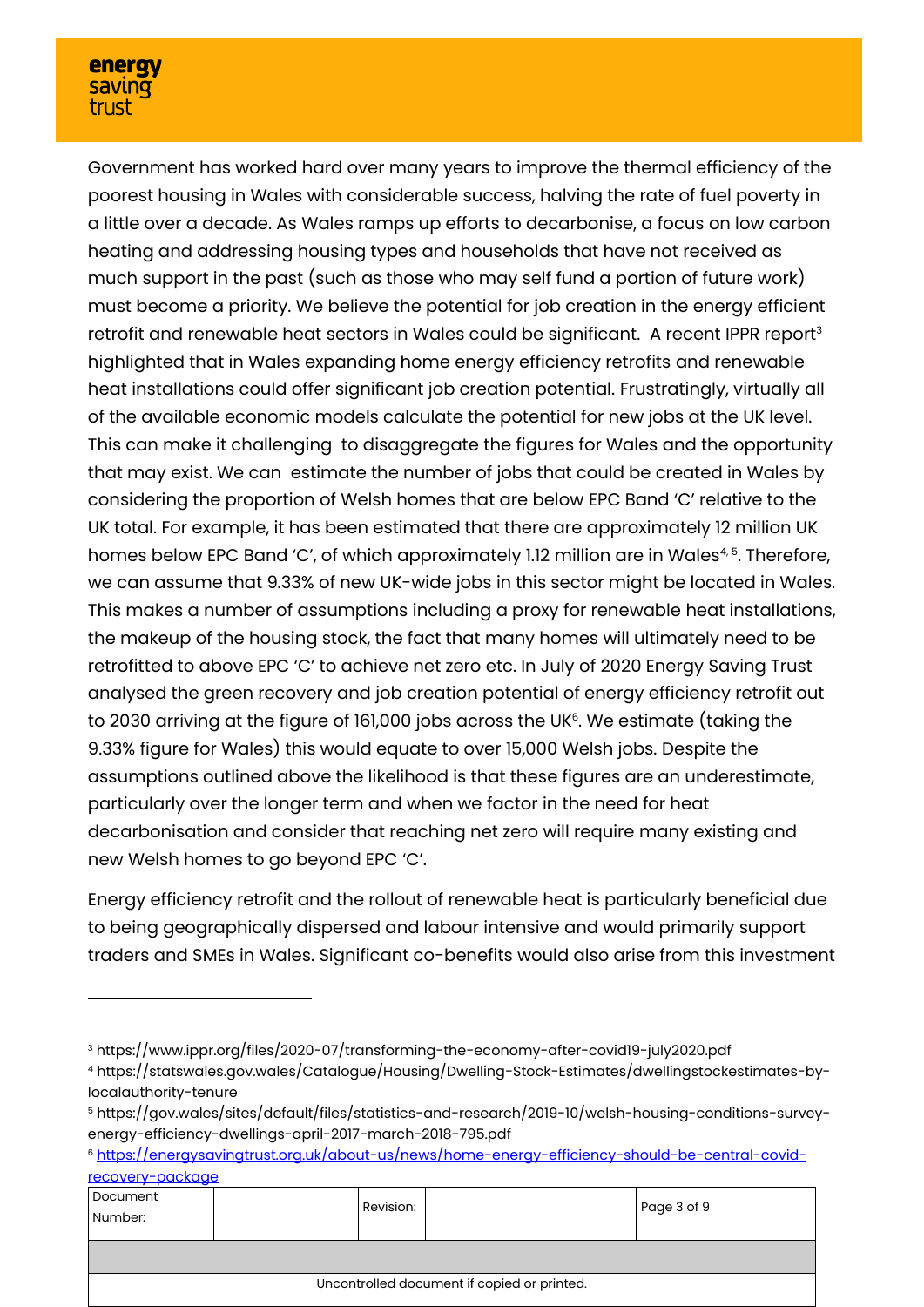Government has worked hard over many years to improve the thermal efficiency of the poorest housing in Wales with considerable success, halving the rate of fuel poverty in a little over a decade. As Wales ramps up efforts to decarbonise, a focus on low carbon heating and addressing housing types and households that have not received as much support in the past (such as those who may self fund a portion of future work) must become a priority. We believe the potential for job creation in the energy efficient retrofit and renewable heat sectors in Wales could be significant. A recent IPPR report[3] highlighted that in Wales expanding home energy efficiency retrofits and renewable heat installations could offer significant job creation potential. Frustratingly, virtually all of the available economic models calculate the potential for new jobs at the UK level. This can make it challenging to disaggregate the figures for Wales and the opportunity that may exist. We can estimate the number of jobs that could be created in Wales by considering the proportion of Welsh homes that are below EPC Band 'C' relative to the UK total. For example, it has been estimated that there are approximately 12 million UK homes below EPC Band 'C', of which approximately 1.12 million are in Wales[4, 5]. Therefore, we can assume that 9.33% of new UK-wide jobs in this sector might be located in Wales. This makes a number of assumptions including a proxy for renewable heat installations, the makeup of the housing stock, the fact that many homes will ultimately need to be retrofitted to above EPC 'C' to achieve net zero etc. In July of 2020 Energy Saving Trust analysed the green recovery and job creation potential of energy efficiency retrofit out to 2030 arriving at the figure of 161,000 jobs across the UK[6]. We estimate (taking the 9.33% figure for Wales) this would equate to over 15,000 Welsh jobs. Despite the assumptions outlined above the likelihood is that these figures are an underestimate, particularly over the longer term and when we factor in the need for heat decarbonisation and consider that reaching net zero will require many existing and new Welsh homes to go beyond EPC 'C'.

Energy efficiency retrofit and the rollout of renewable heat is particularly beneficial due to being geographically dispersed and labour intensive and would primarily support traders and SMEs in Wales. Significant co-benefits would also arise from this investment

---

[3] https://www.ippr.org/files/2020-07/transforming-the-economy-after-covid19-july2020.pdf

[4] https://statswales.gov.wales/Catalogue/Housing/Dwelling-Stock-Estimates/dwellingstockestimates-by-localauthority-tenure

[5] https://gov.wales/sites/default/files/statistics-and-research/2019-10/welsh-housing-conditions-survey-energy-efficiency-dwellings-april-2017-march-2018-795.pdf

[6] https://energysavingtrust.org.uk/about-us/news/home-energy-efficiency-should-be-central-covid-recovery-package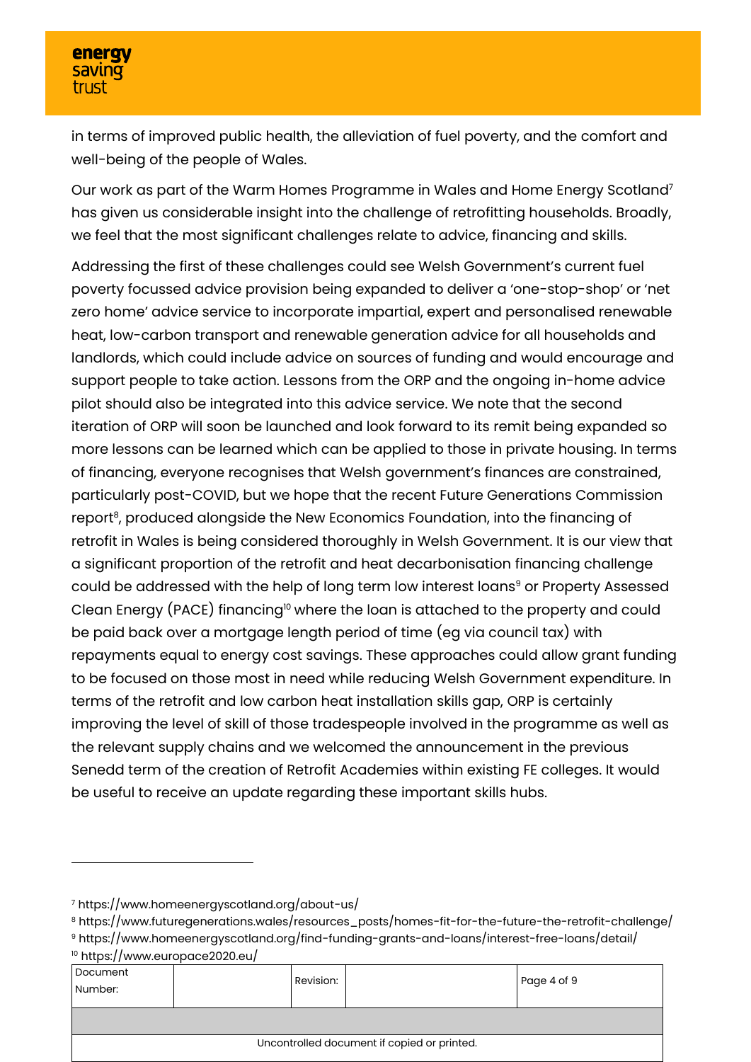in terms of improved public health, the alleviation of fuel poverty, and the comfort and well-being of the people of Wales.

Our work as part of the Warm Homes Programme in Wales and Home Energy Scotland[7] has given us considerable insight into the challenge of retrofitting households. Broadly, we feel that the most significant challenges relate to advice, financing and skills.

Addressing the first of these challenges could see Welsh Government's current fuel poverty focussed advice provision being expanded to deliver a 'one-stop-shop' or 'net zero home' advice service to incorporate impartial, expert and personalised renewable heat, low-carbon transport and renewable generation advice for all households and landlords, which could include advice on sources of funding and would encourage and support people to take action. Lessons from the ORP and the ongoing in-home advice pilot should also be integrated into this advice service. We note that the second iteration of ORP will soon be launched and look forward to its remit being expanded so more lessons can be learned which can be applied to those in private housing. In terms of financing, everyone recognises that Welsh government's finances are constrained, particularly post-COVID, but we hope that the recent Future Generations Commission report[8], produced alongside the New Economics Foundation, into the financing of retrofit in Wales is being considered thoroughly in Welsh Government. It is our view that a significant proportion of the retrofit and heat decarbonisation financing challenge could be addressed with the help of long term low interest loans[9] or Property Assessed Clean Energy (PACE) financing[10] where the loan is attached to the property and could be paid back over a mortgage length period of time (eg via council tax) with repayments equal to energy cost savings. These approaches could allow grant funding to be focused on those most in need while reducing Welsh Government expenditure. In terms of the retrofit and low carbon heat installation skills gap, ORP is certainly improving the level of skill of those tradespeople involved in the programme as well as the relevant supply chains and we welcomed the announcement in the previous Senedd term of the creation of Retrofit Academies within existing FE colleges. It would be useful to receive an update regarding these important skills hubs.

---

[7] https://www.homeenergyscotland.org/about-us/

[8] https://www.futuregenerations.wales/resources_posts/homes-fit-for-the-future-the-retrofit-challenge/

[9] https://www.homeenergyscotland.org/find-funding-grants-and-loans/interest-free-loans/detail/

[10] https://www.europace2020.eu/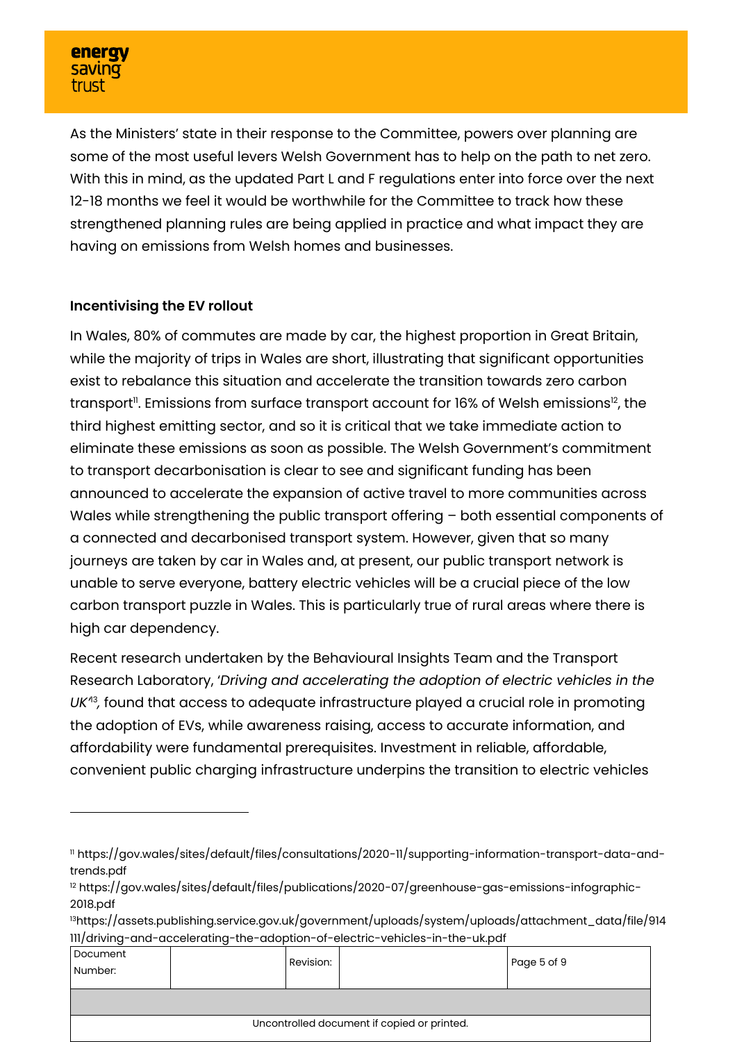As the Ministers' state in their response to the Committee, powers over planning are some of the most useful levers Welsh Government has to help on the path to net zero. With this in mind, as the updated Part L and F regulations enter into force over the next 12-18 months we feel it would be worthwhile for the Committee to track how these strengthened planning rules are being applied in practice and what impact they are having on emissions from Welsh homes and businesses.

**Incentivising the EV rollout**

In Wales, 80% of commutes are made by car, the highest proportion in Great Britain, while the majority of trips in Wales are short, illustrating that significant opportunities exist to rebalance this situation and accelerate the transition towards zero carbon transport[11]. Emissions from surface transport account for 16% of Welsh emissions[12], the third highest emitting sector, and so it is critical that we take immediate action to eliminate these emissions as soon as possible. The Welsh Government's commitment to transport decarbonisation is clear to see and significant funding has been announced to accelerate the expansion of active travel to more communities across Wales while strengthening the public transport offering – both essential components of a connected and decarbonised transport system. However, given that so many journeys are taken by car in Wales and, at present, our public transport network is unable to serve everyone, battery electric vehicles will be a crucial piece of the low carbon transport puzzle in Wales. This is particularly true of rural areas where there is high car dependency.

Recent research undertaken by the Behavioural Insights Team and the Transport Research Laboratory, '*Driving and accelerating the adoption of electric vehicles in the UK*'[13], found that access to adequate infrastructure played a crucial role in promoting the adoption of EVs, while awareness raising, access to accurate information, and affordability were fundamental prerequisites. Investment in reliable, affordable, convenient public charging infrastructure underpins the transition to electric vehicles

---

[11] https://gov.wales/sites/default/files/consultations/2020-11/supporting-information-transport-data-and-trends.pdf

[12] https://gov.wales/sites/default/files/publications/2020-07/greenhouse-gas-emissions-infographic-2018.pdf

[13] https://assets.publishing.service.gov.uk/government/uploads/system/uploads/attachment_data/file/914111/driving-and-accelerating-the-adoption-of-electric-vehicles-in-the-uk.pdf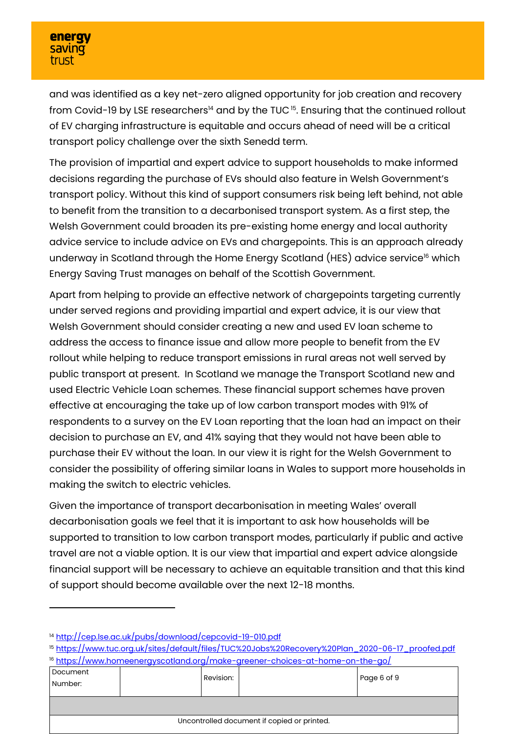and was identified as a key net-zero aligned opportunity for job creation and recovery from Covid-19 by LSE researchers[14] and by the TUC[15]. Ensuring that the continued rollout of EV charging infrastructure is equitable and occurs ahead of need will be a critical transport policy challenge over the sixth Senedd term.

The provision of impartial and expert advice to support households to make informed decisions regarding the purchase of EVs should also feature in Welsh Government's transport policy. Without this kind of support consumers risk being left behind, not able to benefit from the transition to a decarbonised transport system. As a first step, the Welsh Government could broaden its pre-existing home energy and local authority advice service to include advice on EVs and chargepoints. This is an approach already underway in Scotland through the Home Energy Scotland (HES) advice service[16] which Energy Saving Trust manages on behalf of the Scottish Government.

Apart from helping to provide an effective network of chargepoints targeting currently under served regions and providing impartial and expert advice, it is our view that Welsh Government should consider creating a new and used EV loan scheme to address the access to finance issue and allow more people to benefit from the EV rollout while helping to reduce transport emissions in rural areas not well served by public transport at present. In Scotland we manage the Transport Scotland new and used Electric Vehicle Loan schemes. These financial support schemes have proven effective at encouraging the take up of low carbon transport modes with 91% of respondents to a survey on the EV Loan reporting that the loan had an impact on their decision to purchase an EV, and 41% saying that they would not have been able to purchase their EV without the loan. In our view it is right for the Welsh Government to consider the possibility of offering similar loans in Wales to support more households in making the switch to electric vehicles.

Given the importance of transport decarbonisation in meeting Wales' overall decarbonisation goals we feel that it is important to ask how households will be supported to transition to low carbon transport modes, particularly if public and active travel are not a viable option. It is our view that impartial and expert advice alongside financial support will be necessary to achieve an equitable transition and that this kind of support should become available over the next 12-18 months.

---

[14] http://cep.lse.ac.uk/pubs/download/cepcovid-19-010.pdf

[15] https://www.tuc.org.uk/sites/default/files/TUC%20Jobs%20Recovery%20Plan_2020-06-17_proofed.pdf

[16] https://www.homeenergyscotland.org/make-greener-choices-at-home-on-the-go/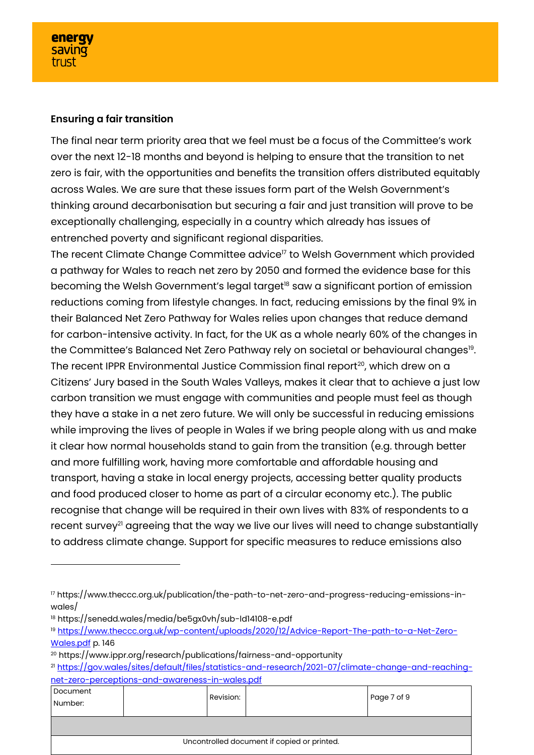### Ensuring a fair transition

The final near term priority area that we feel must be a focus of the Committee's work over the next 12-18 months and beyond is helping to ensure that the transition to net zero is fair, with the opportunities and benefits the transition offers distributed equitably across Wales. We are sure that these issues form part of the Welsh Government's thinking around decarbonisation but securing a fair and just transition will prove to be exceptionally challenging, especially in a country which already has issues of entrenched poverty and significant regional disparities.

The recent Climate Change Committee advice[17] to Welsh Government which provided a pathway for Wales to reach net zero by 2050 and formed the evidence base for this becoming the Welsh Government's legal target[18] saw a significant portion of emission reductions coming from lifestyle changes. In fact, reducing emissions by the final 9% in their Balanced Net Zero Pathway for Wales relies upon changes that reduce demand for carbon-intensive activity. In fact, for the UK as a whole nearly 60% of the changes in the Committee's Balanced Net Zero Pathway rely on societal or behavioural changes[19]. The recent IPPR Environmental Justice Commission final report[20], which drew on a Citizens' Jury based in the South Wales Valleys, makes it clear that to achieve a just low carbon transition we must engage with communities and people must feel as though they have a stake in a net zero future. We will only be successful in reducing emissions while improving the lives of people in Wales if we bring people along with us and make it clear how normal households stand to gain from the transition (e.g. through better and more fulfilling work, having more comfortable and affordable housing and transport, having a stake in local energy projects, accessing better quality products and food produced closer to home as part of a circular economy etc.). The public recognise that change will be required in their own lives with 83% of respondents to a recent survey[21] agreeing that the way we live our lives will need to change substantially to address climate change. Support for specific measures to reduce emissions also

---

[17] https://www.theccc.org.uk/publication/the-path-to-net-zero-and-progress-reducing-emissions-in-wales/

[18] https://senedd.wales/media/be5gx0vh/sub-ld14108-e.pdf

[19] https://www.theccc.org.uk/wp-content/uploads/2020/12/Advice-Report-The-path-to-a-Net-Zero-Wales.pdf p. 146

[20] https://www.ippr.org/research/publications/fairness-and-opportunity

[21] https://gov.wales/sites/default/files/statistics-and-research/2021-07/climate-change-and-reaching-net-zero-perceptions-and-awareness-in-wales.pdf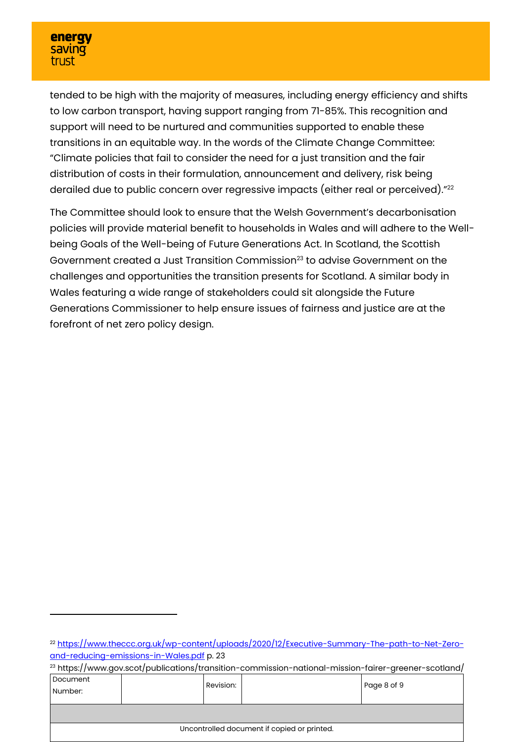tended to be high with the majority of measures, including energy efficiency and shifts to low carbon transport, having support ranging from 71-85%. This recognition and support will need to be nurtured and communities supported to enable these transitions in an equitable way. In the words of the Climate Change Committee: "Climate policies that fail to consider the need for a just transition and the fair distribution of costs in their formulation, announcement and delivery, risk being derailed due to public concern over regressive impacts (either real or perceived)."[22]

The Committee should look to ensure that the Welsh Government's decarbonisation policies will provide material benefit to households in Wales and will adhere to the Well-being Goals of the Well-being of Future Generations Act. In Scotland, the Scottish Government created a Just Transition Commission[23] to advise Government on the challenges and opportunities the transition presents for Scotland. A similar body in Wales featuring a wide range of stakeholders could sit alongside the Future Generations Commissioner to help ensure issues of fairness and justice are at the forefront of net zero policy design.

---

[22] https://www.theccc.org.uk/wp-content/uploads/2020/12/Executive-Summary-The-path-to-Net-Zero-and-reducing-emissions-in-Wales.pdf p. 23

[23] https://www.gov.scot/publications/transition-commission-national-mission-fairer-greener-scotland/